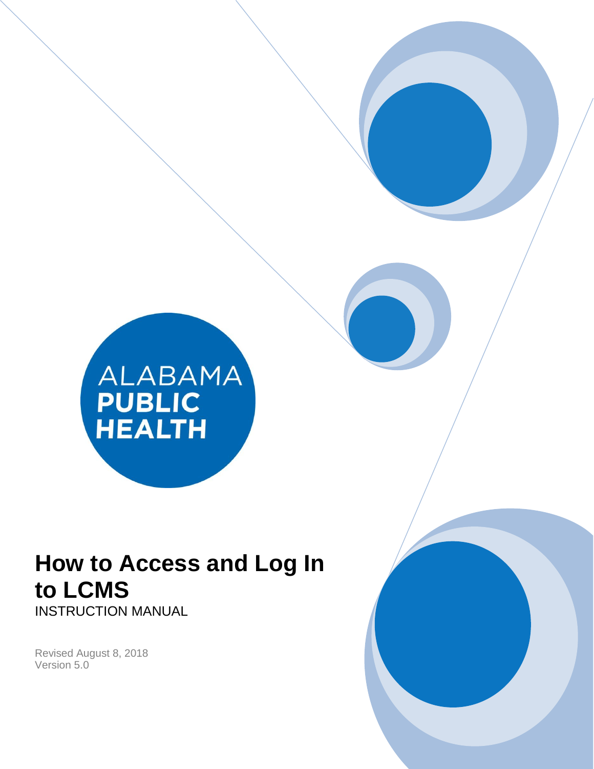ALABAMA
PUBLIC
HEALTH

# How to Access and Log In to LCMS

INSTRUCTION MANUAL

Revised August 8, 2018
Version 5.0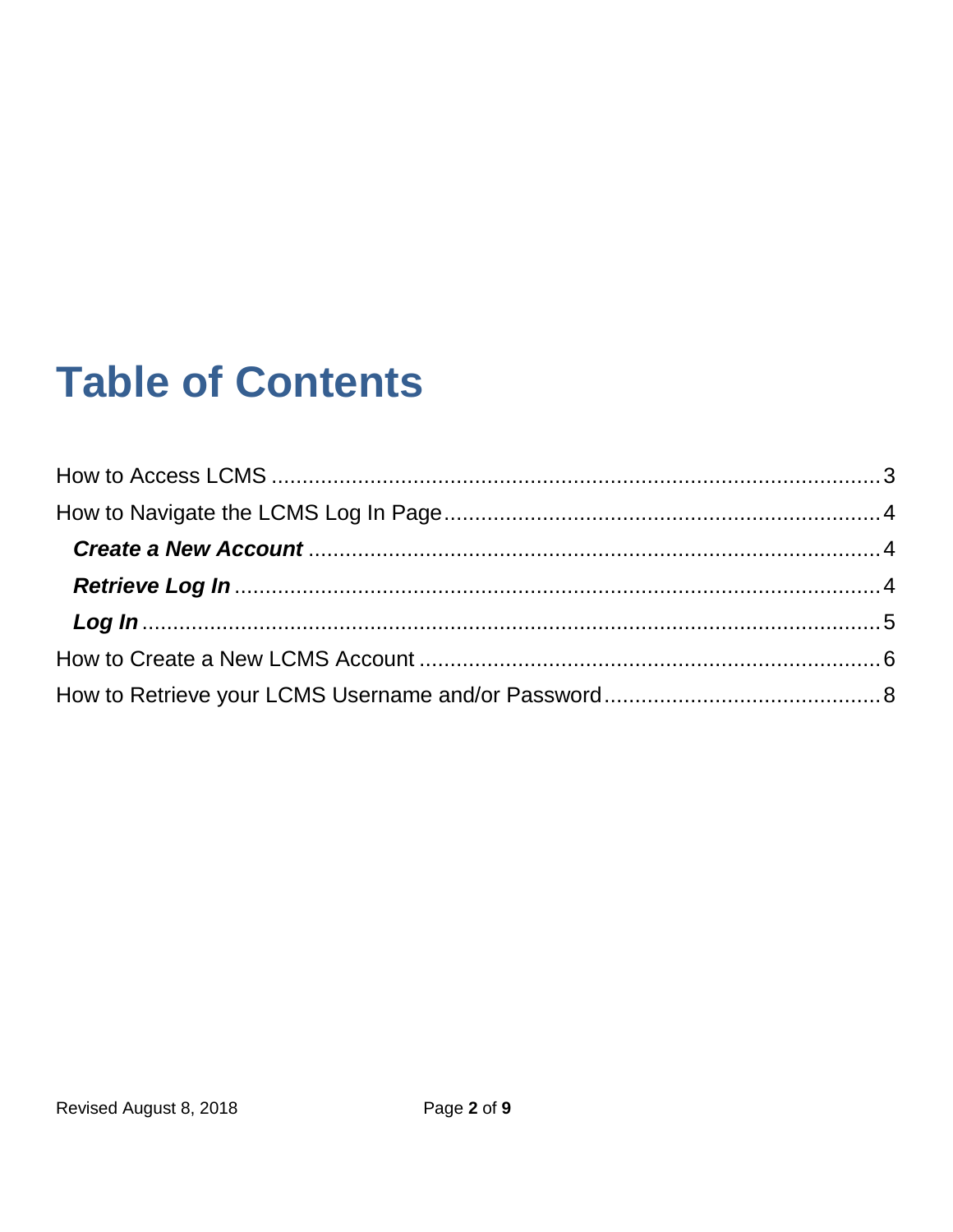# Table of Contents

How to Access LCMS ..................................................................................... 3

How to Navigate the LCMS Log In Page ........................................................ 4

  ***Create a New Account*** ............................................................................ 4

  ***Retrieve Log In*** ........................................................................................ 4

  ***Log In*** ...................................................................................................... 5

How to Create a New LCMS Account ............................................................ 6

How to Retrieve your LCMS Username and/or Password .............................. 8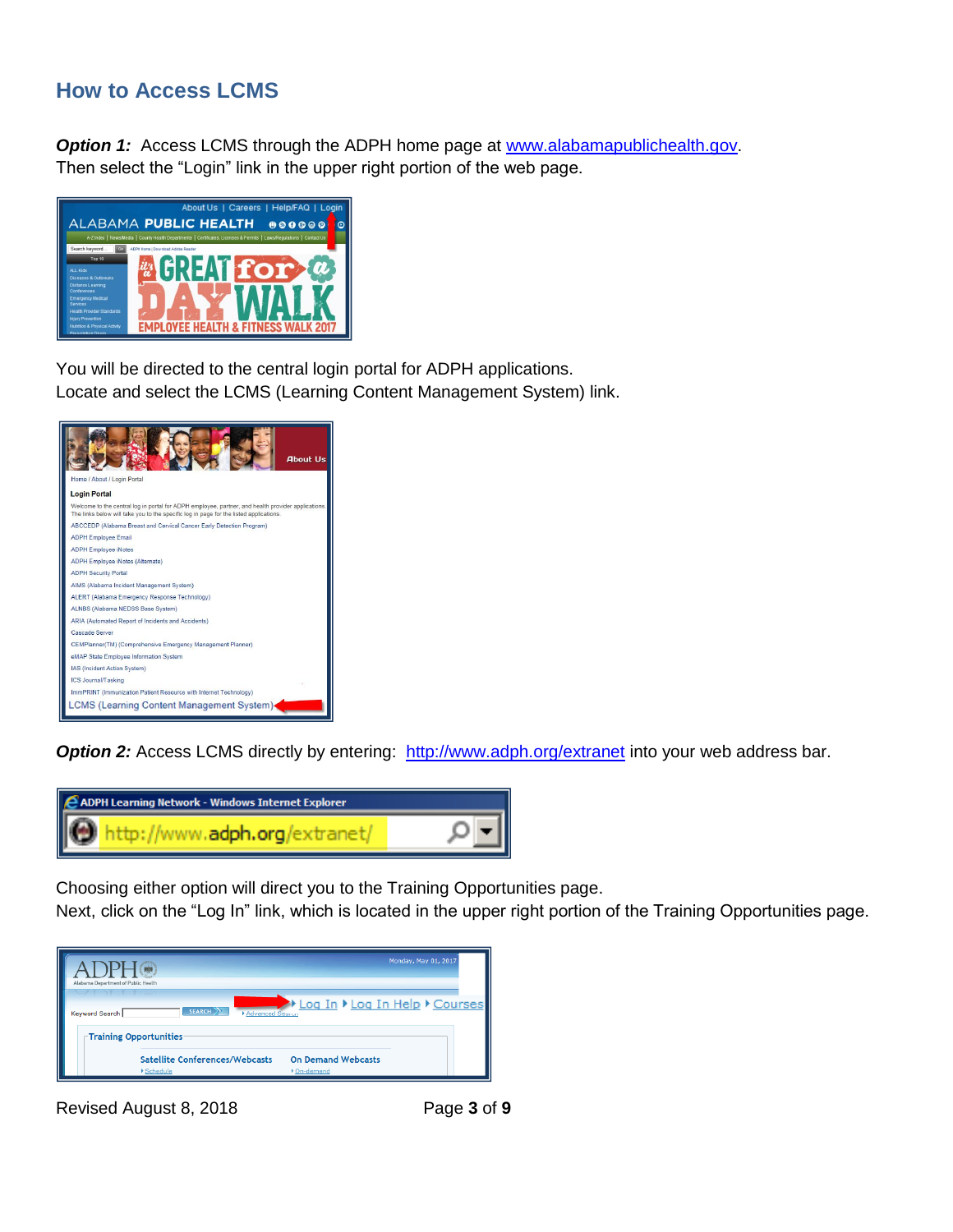## How to Access LCMS

***Option 1:*** Access LCMS through the ADPH home page at [www.alabamapublichealth.gov](http://www.alabamapublichealth.gov).
Then select the "Login" link in the upper right portion of the web page.

You will be directed to the central login portal for ADPH applications.
Locate and select the LCMS (Learning Content Management System) link.

***Option 2:*** Access LCMS directly by entering: [http://www.adph.org/extranet](http://www.adph.org/extranet) into your web address bar.

Choosing either option will direct you to the Training Opportunities page.
Next, click on the "Log In" link, which is located in the upper right portion of the Training Opportunities page.

Revised August 8, 2018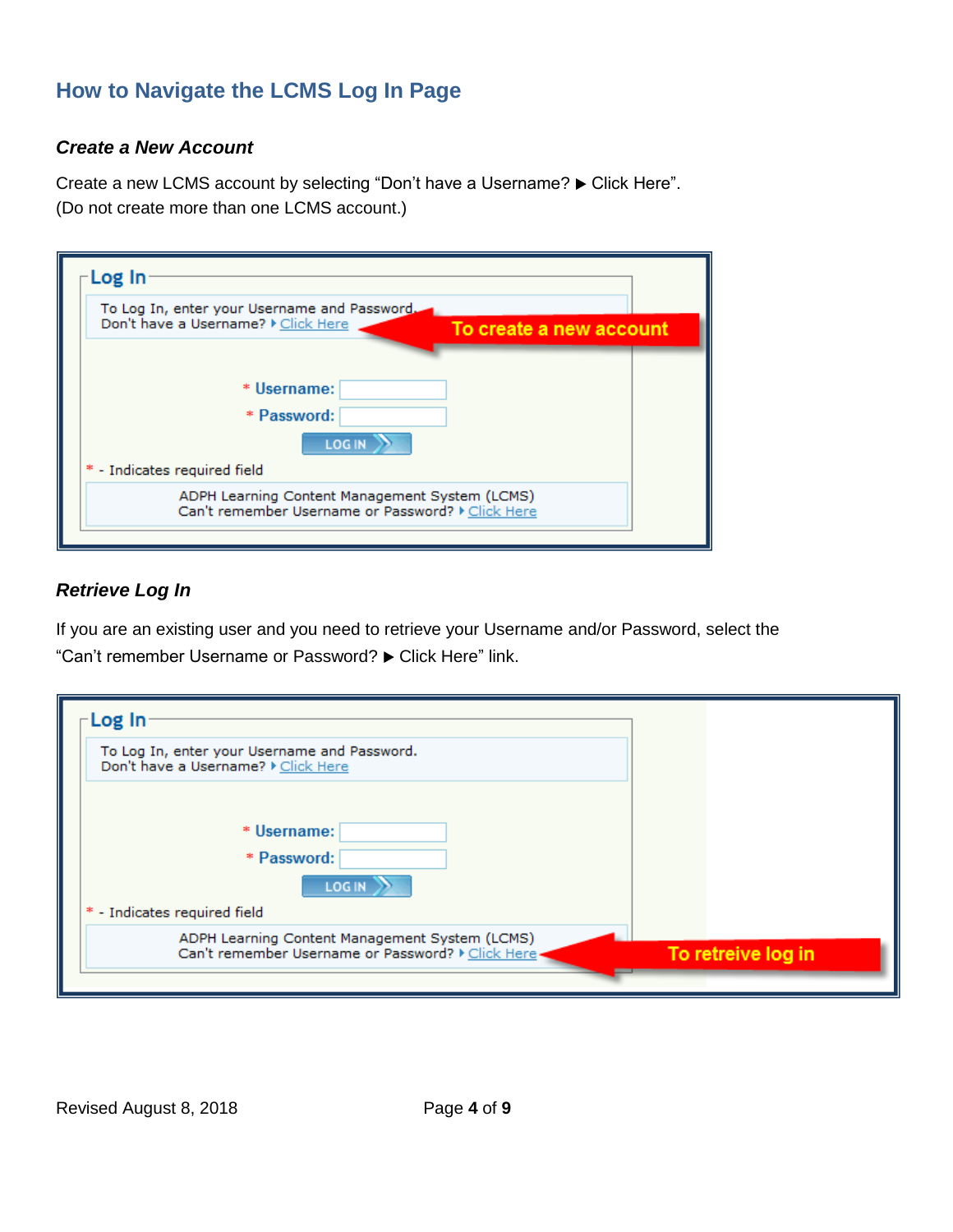## How to Navigate the LCMS Log In Page

### *Create a New Account*

Create a new LCMS account by selecting “Don’t have a Username? ▶ Click Here”.
(Do not create more than one LCMS account.)

Log In

To Log In, enter your Username and Password.
Don't have a Username? ▸ Click Here

To create a new account

* Username:
* Password:

LOG IN

* - Indicates required field

ADPH Learning Content Management System (LCMS)
Can't remember Username or Password? ▸ Click Here

### *Retrieve Log In*

If you are an existing user and you need to retrieve your Username and/or Password, select the “Can’t remember Username or Password? ▶ Click Here” link.

Log In

To Log In, enter your Username and Password.
Don't have a Username? ▸ Click Here

* Username:
* Password:

LOG IN

* - Indicates required field

ADPH Learning Content Management System (LCMS)
Can't remember Username or Password? ▸ Click Here

To retreive log in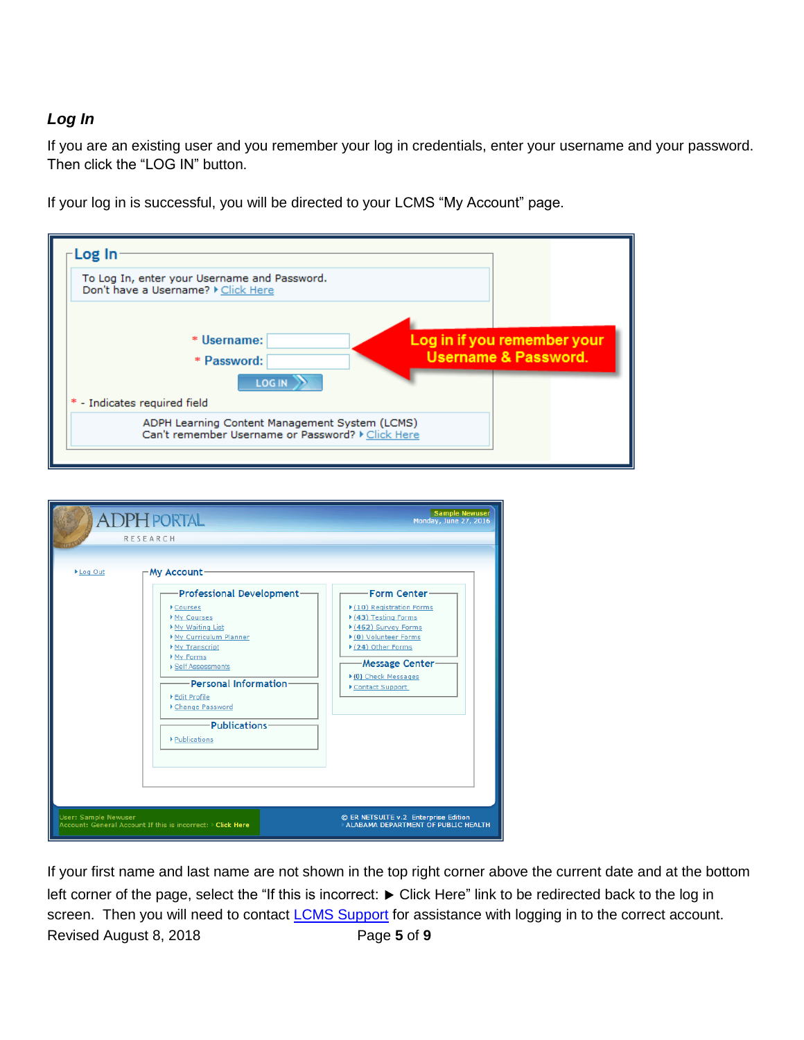### *Log In*

If you are an existing user and you remember your log in credentials, enter your username and your password. Then click the “LOG IN” button.

If your log in is successful, you will be directed to your LCMS “My Account” page.

If your first name and last name are not shown in the top right corner above the current date and at the bottom left corner of the page, select the “If this is incorrect: ▶ Click Here” link to be redirected back to the log in screen. Then you will need to contact [LCMS Support] for assistance with logging in to the correct account.

Revised August 8, 2018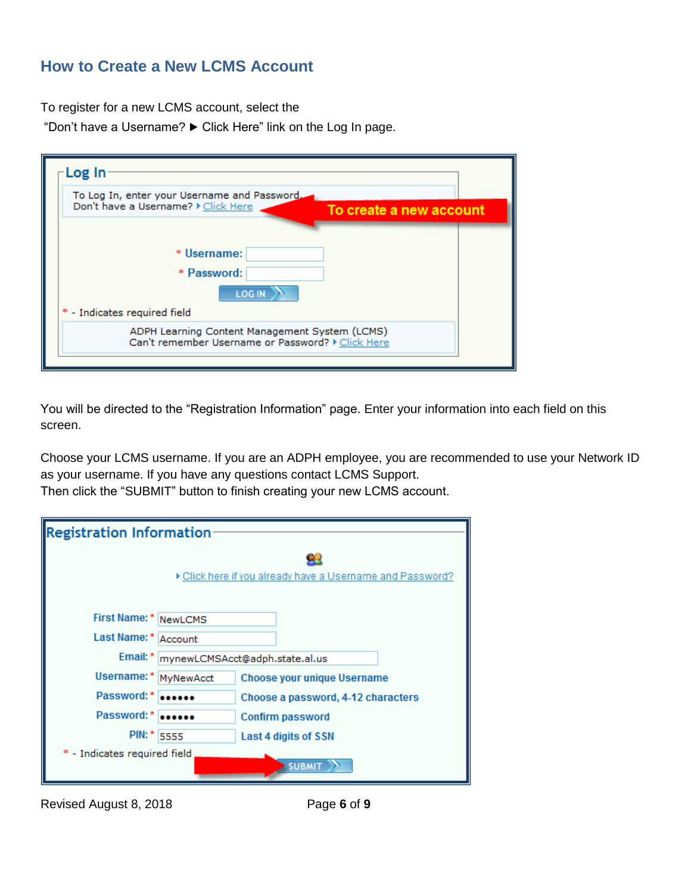## How to Create a New LCMS Account

To register for a new LCMS account, select the
"Don't have a Username? ▶ Click Here" link on the Log In page.

You will be directed to the "Registration Information" page. Enter your information into each field on this screen.

Choose your LCMS username. If you are an ADPH employee, you are recommended to use your Network ID as your username. If you have any questions contact LCMS Support.
Then click the "SUBMIT" button to finish creating your new LCMS account.

Revised August 8, 2018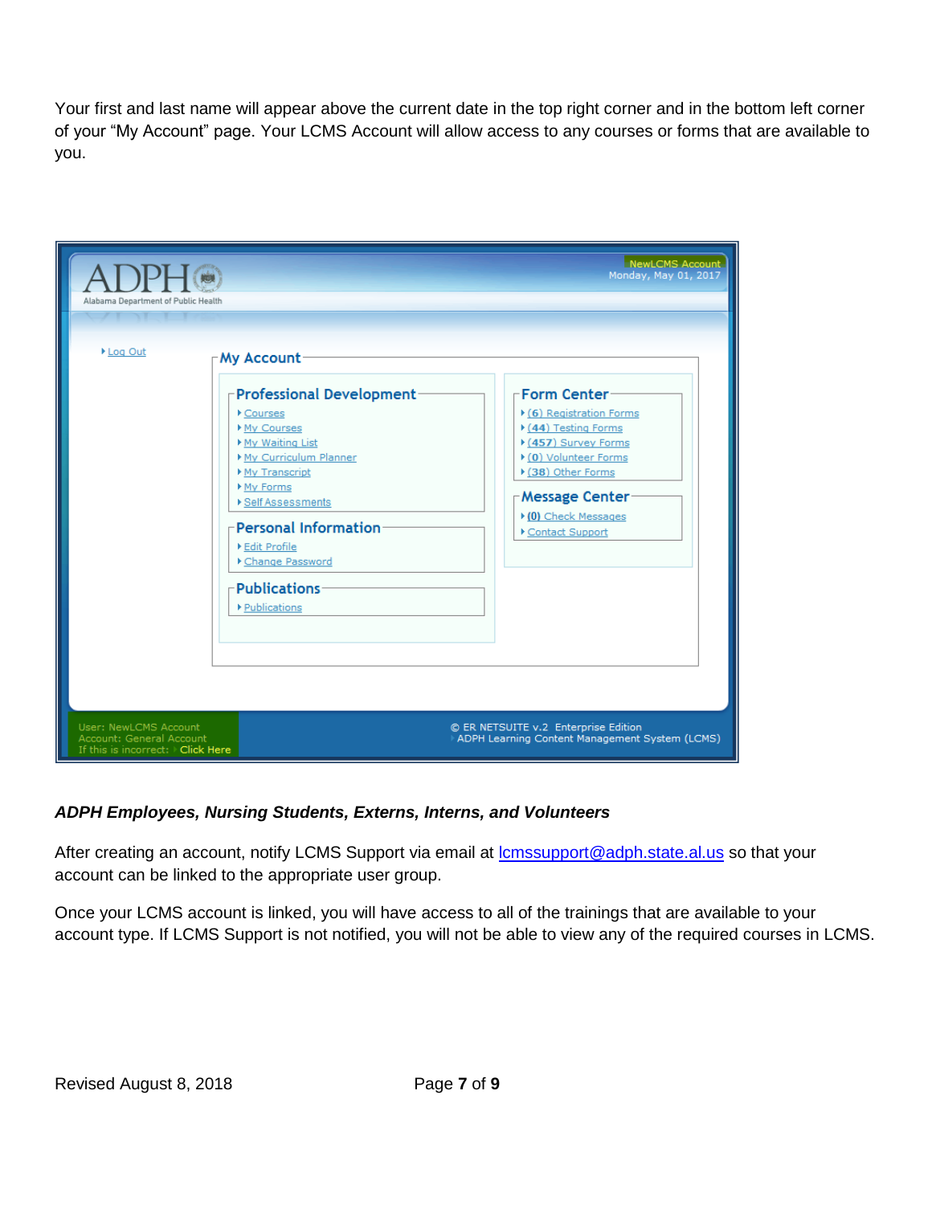Your first and last name will appear above the current date in the top right corner and in the bottom left corner of your "My Account" page. Your LCMS Account will allow access to any courses or forms that are available to you.

***ADPH Employees, Nursing Students, Externs, Interns, and Volunteers***

After creating an account, notify LCMS Support via email at lcmssupport@adph.state.al.us so that your account can be linked to the appropriate user group.

Once your LCMS account is linked, you will have access to all of the trainings that are available to your account type. If LCMS Support is not notified, you will not be able to view any of the required courses in LCMS.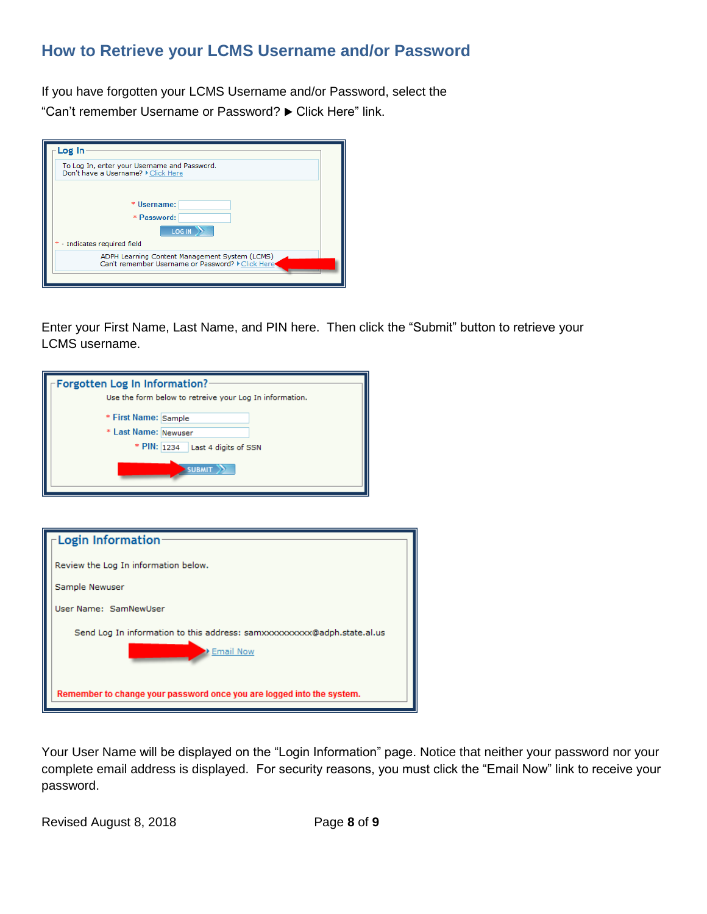## How to Retrieve your LCMS Username and/or Password

If you have forgotten your LCMS Username and/or Password, select the "Can't remember Username or Password? ► Click Here" link.

**Log In**

To Log In, enter your Username and Password.
Don't have a Username? ▸ Click Here

\* Username:
\* Password:

LOG IN

\* - Indicates required field

ADPH Learning Content Management System (LCMS)
Can't remember Username or Password? ▸ Click Here

Enter your First Name, Last Name, and PIN here. Then click the "Submit" button to retrieve your LCMS username.

**Forgotten Log In Information?**

Use the form below to retreive your Log In information.

\* First Name: Sample
\* Last Name: Newuser
\* PIN: 1234 Last 4 digits of SSN

SUBMIT

**Login Information**

Review the Log In information below.

Sample Newuser

User Name: SamNewUser

Send Log In information to this address: samxxxxxxxxxxx@adph.state.al.us

▸ Email Now

Remember to change your password once you are logged into the system.

Your User Name will be displayed on the "Login Information" page. Notice that neither your password nor your complete email address is displayed. For security reasons, you must click the "Email Now" link to receive your password.

Revised August 8, 2018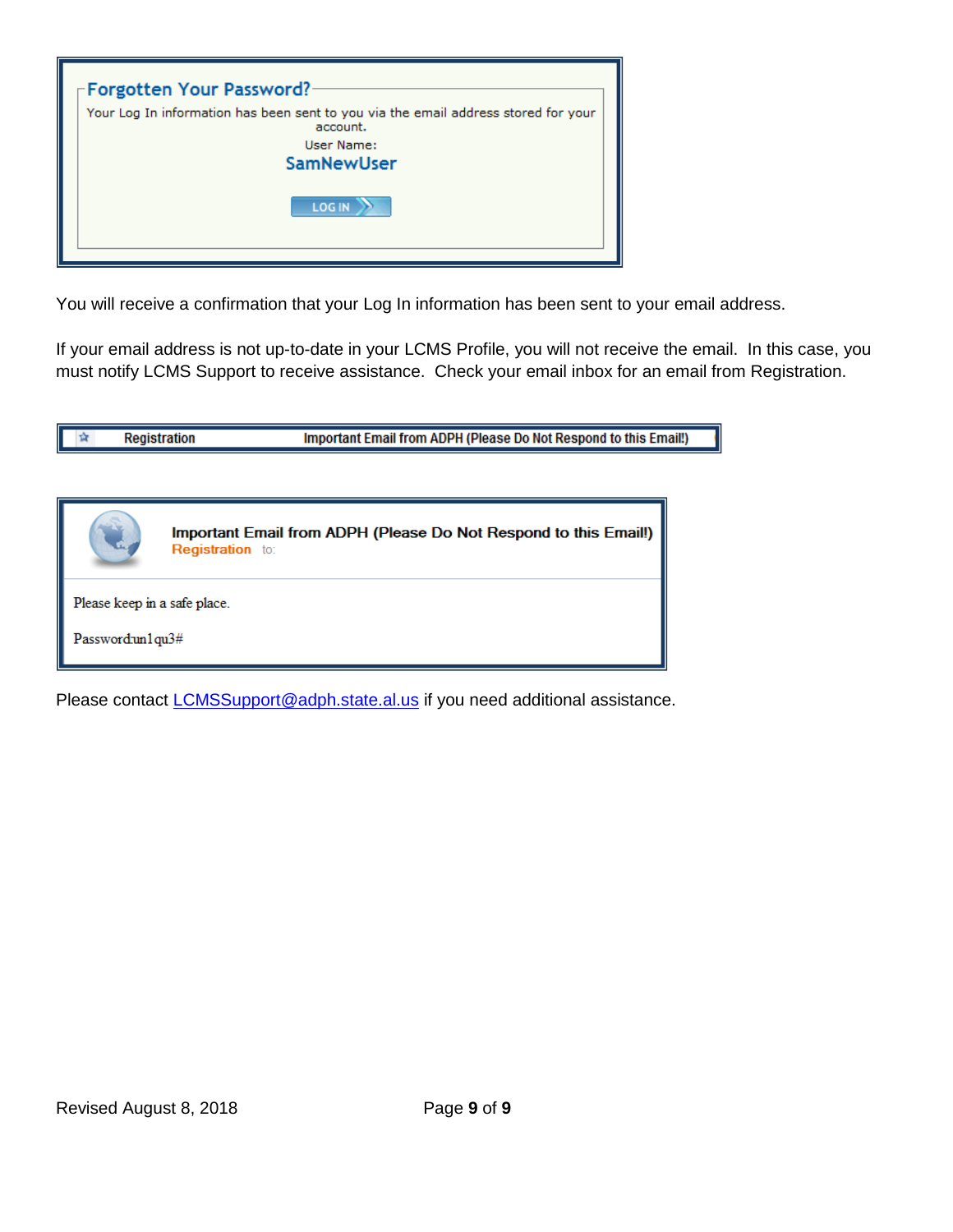**Forgotten Your Password?**

Your Log In information has been sent to you via the email address stored for your account.

User Name:

**SamNewUser**

LOG IN

You will receive a confirmation that your Log In information has been sent to your email address.

If your email address is not up-to-date in your LCMS Profile, you will not receive the email. In this case, you must notify LCMS Support to receive assistance. Check your email inbox for an email from Registration.

| | | |
|---|---|---|
| ☆ | Registration | Important Email from ADPH (Please Do Not Respond to this Email!) |

**Important Email from ADPH (Please Do Not Respond to this Email!)**
Registration to:

Please keep in a safe place.

Password:un1qu3#

Please contact LCMSSupport@adph.state.al.us if you need additional assistance.

Revised August 8, 2018